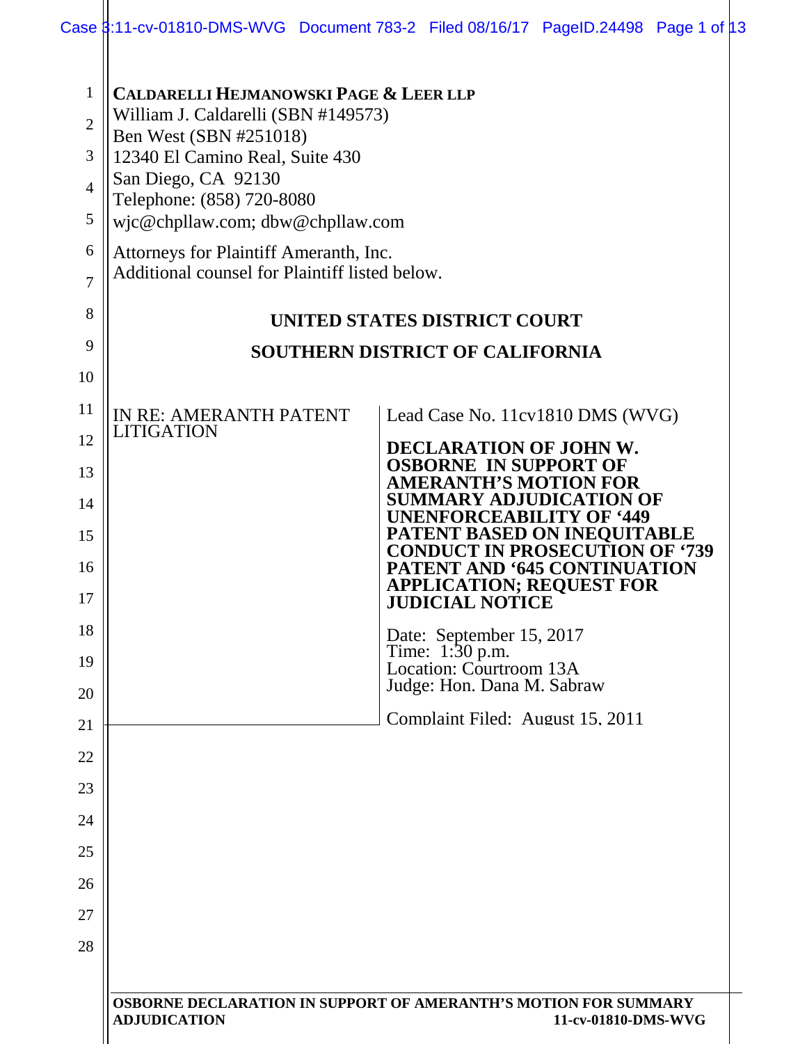**CALDARELLI HEJMANOWSKI PAGE & LEER LLP**
William J. Caldarelli (SBN #149573)
Ben West (SBN #251018)
12340 El Camino Real, Suite 430
San Diego, CA 92130
Telephone: (858) 720-8080
wjc@chpllaw.com; dbw@chpllaw.com

Attorneys for Plaintiff Ameranth, Inc.
Additional counsel for Plaintiff listed below.

**UNITED STATES DISTRICT COURT**

**SOUTHERN DISTRICT OF CALIFORNIA**

| | |
|---|---|
| IN RE: AMERANTH PATENT LITIGATION | Lead Case No. 11cv1810 DMS (WVG)<br><br>**DECLARATION OF JOHN W. OSBORNE IN SUPPORT OF AMERANTH'S MOTION FOR SUMMARY ADJUDICATION OF UNENFORCEABILITY OF '449 PATENT BASED ON INEQUITABLE CONDUCT IN PROSECUTION OF '739 PATENT AND '645 CONTINUATION APPLICATION; REQUEST FOR JUDICIAL NOTICE**<br><br>Date: September 15, 2017<br>Time: 1:30 p.m.<br>Location: Courtroom 13A<br>Judge: Hon. Dana M. Sabraw<br><br>Complaint Filed: August 15, 2011 |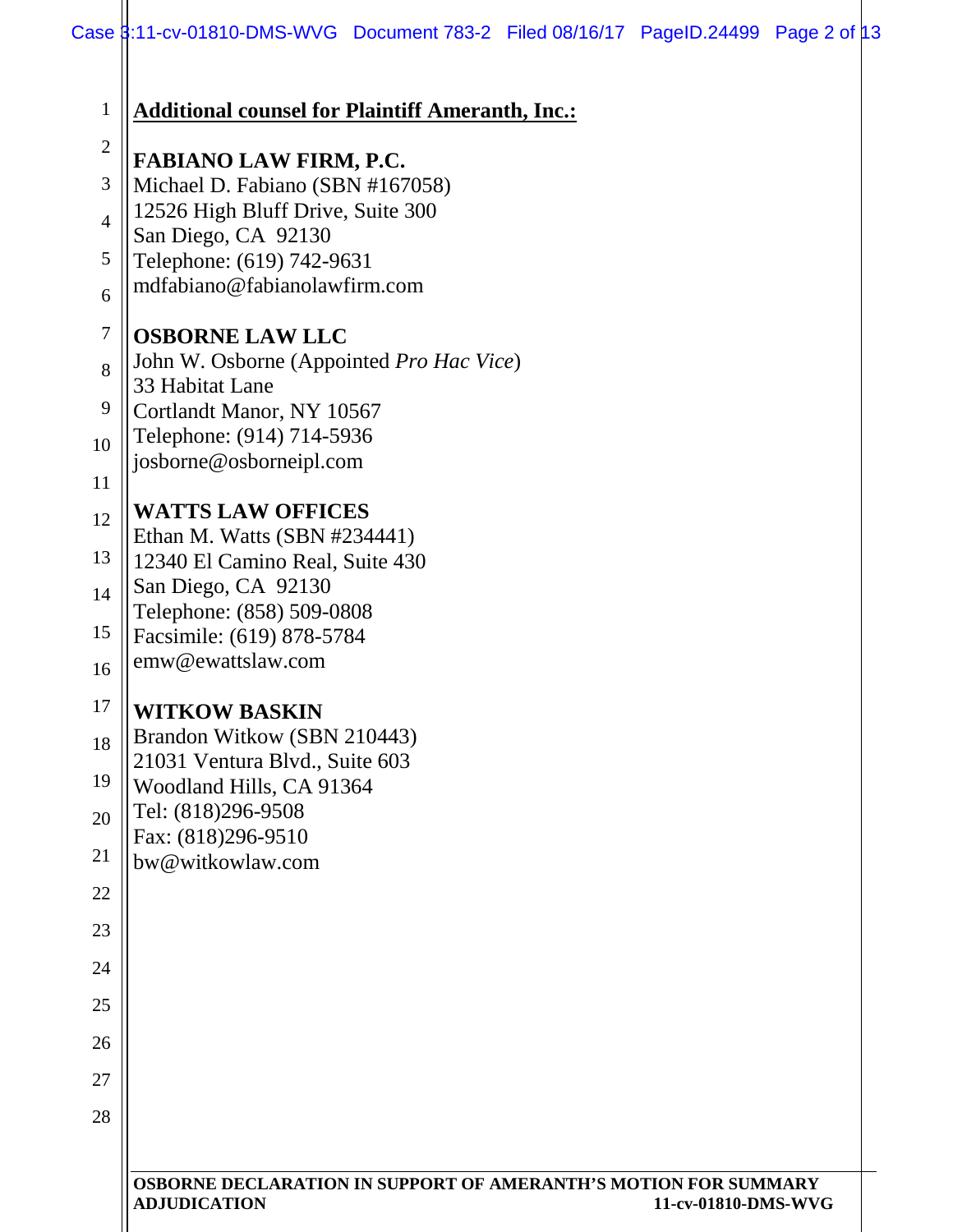**Additional counsel for Plaintiff Ameranth, Inc.:**

**FABIANO LAW FIRM, P.C.**
Michael D. Fabiano (SBN #167058)
12526 High Bluff Drive, Suite 300
San Diego, CA 92130
Telephone: (619) 742-9631
mdfabiano@fabianolawfirm.com

**OSBORNE LAW LLC**
John W. Osborne (Appointed *Pro Hac Vice*)
33 Habitat Lane
Cortlandt Manor, NY 10567
Telephone: (914) 714-5936
josborne@osborneipl.com

**WATTS LAW OFFICES**
Ethan M. Watts (SBN #234441)
12340 El Camino Real, Suite 430
San Diego, CA 92130
Telephone: (858) 509-0808
Facsimile: (619) 878-5784
emw@ewattslaw.com

**WITKOW BASKIN**
Brandon Witkow (SBN 210443)
21031 Ventura Blvd., Suite 603
Woodland Hills, CA 91364
Tel: (818)296-9508
Fax: (818)296-9510
bw@witkowlaw.com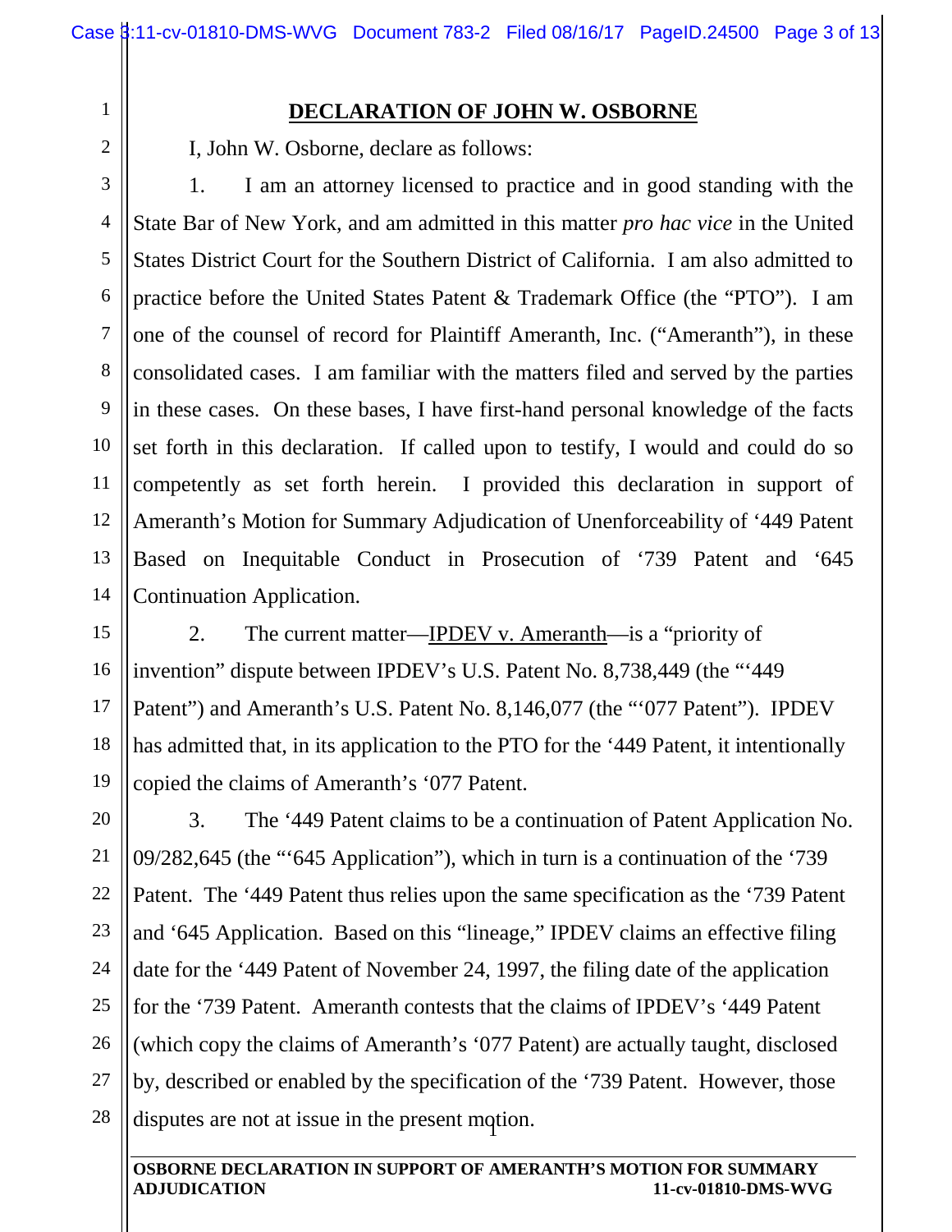# DECLARATION OF JOHN W. OSBORNE

I, John W. Osborne, declare as follows:

1. I am an attorney licensed to practice and in good standing with the State Bar of New York, and am admitted in this matter *pro hac vice* in the United States District Court for the Southern District of California. I am also admitted to practice before the United States Patent & Trademark Office (the "PTO"). I am one of the counsel of record for Plaintiff Ameranth, Inc. ("Ameranth"), in these consolidated cases. I am familiar with the matters filed and served by the parties in these cases. On these bases, I have first-hand personal knowledge of the facts set forth in this declaration. If called upon to testify, I would and could do so competently as set forth herein. I provided this declaration in support of Ameranth's Motion for Summary Adjudication of Unenforceability of '449 Patent Based on Inequitable Conduct in Prosecution of '739 Patent and '645 Continuation Application.

2. The current matter—IPDEV v. Ameranth—is a "priority of invention" dispute between IPDEV's U.S. Patent No. 8,738,449 (the "'449 Patent") and Ameranth's U.S. Patent No. 8,146,077 (the "'077 Patent"). IPDEV has admitted that, in its application to the PTO for the '449 Patent, it intentionally copied the claims of Ameranth's '077 Patent.

3. The '449 Patent claims to be a continuation of Patent Application No. 09/282,645 (the "'645 Application"), which in turn is a continuation of the '739 Patent. The '449 Patent thus relies upon the same specification as the '739 Patent and '645 Application. Based on this "lineage," IPDEV claims an effective filing date for the '449 Patent of November 24, 1997, the filing date of the application for the '739 Patent. Ameranth contests that the claims of IPDEV's '449 Patent (which copy the claims of Ameranth's '077 Patent) are actually taught, disclosed by, described or enabled by the specification of the '739 Patent. However, those disputes are not at issue in the present motion.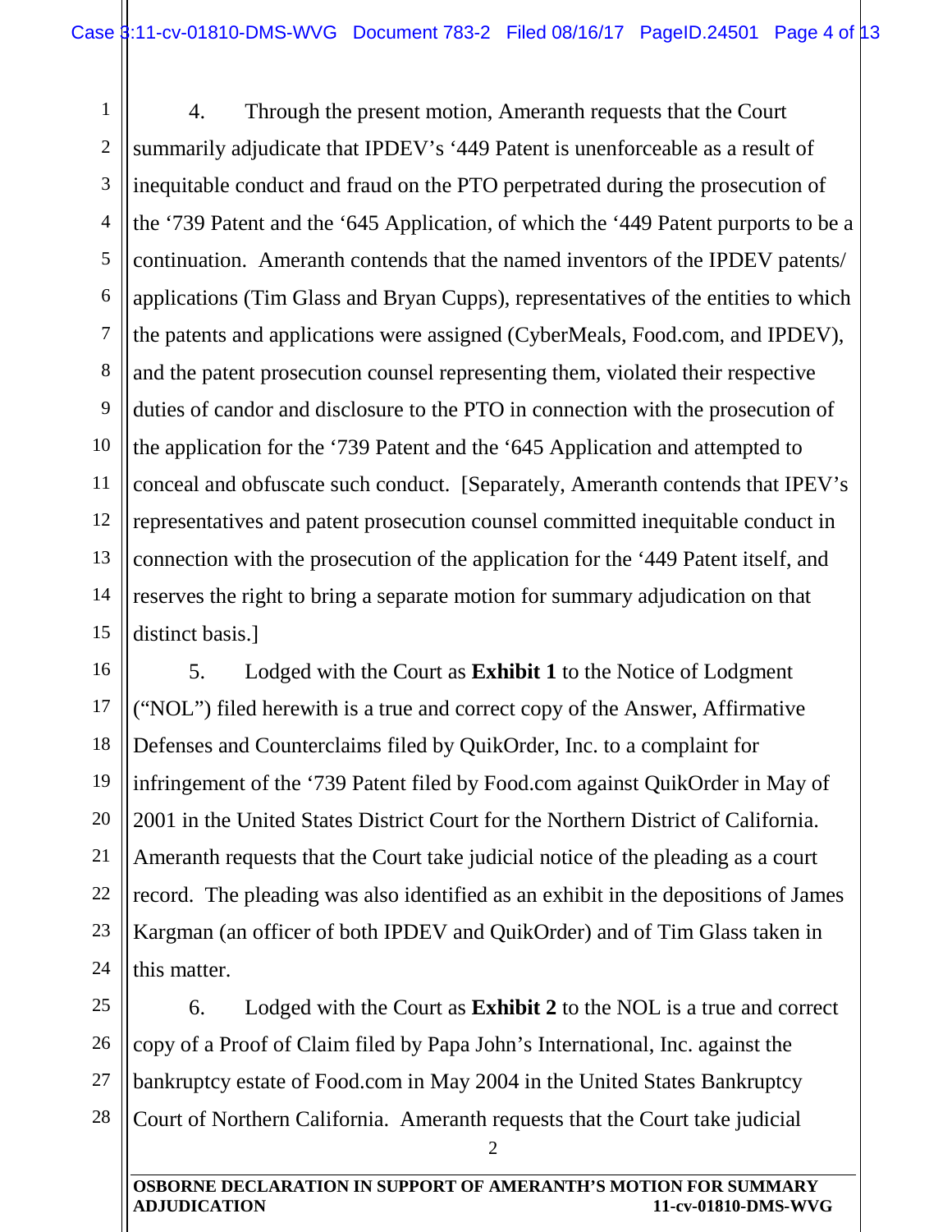4. Through the present motion, Ameranth requests that the Court summarily adjudicate that IPDEV's '449 Patent is unenforceable as a result of inequitable conduct and fraud on the PTO perpetrated during the prosecution of the '739 Patent and the '645 Application, of which the '449 Patent purports to be a continuation. Ameranth contends that the named inventors of the IPDEV patents/ applications (Tim Glass and Bryan Cupps), representatives of the entities to which the patents and applications were assigned (CyberMeals, Food.com, and IPDEV), and the patent prosecution counsel representing them, violated their respective duties of candor and disclosure to the PTO in connection with the prosecution of the application for the '739 Patent and the '645 Application and attempted to conceal and obfuscate such conduct. [Separately, Ameranth contends that IPEV's representatives and patent prosecution counsel committed inequitable conduct in connection with the prosecution of the application for the '449 Patent itself, and reserves the right to bring a separate motion for summary adjudication on that distinct basis.]

5. Lodged with the Court as **Exhibit 1** to the Notice of Lodgment ("NOL") filed herewith is a true and correct copy of the Answer, Affirmative Defenses and Counterclaims filed by QuikOrder, Inc. to a complaint for infringement of the '739 Patent filed by Food.com against QuikOrder in May of 2001 in the United States District Court for the Northern District of California. Ameranth requests that the Court take judicial notice of the pleading as a court record. The pleading was also identified as an exhibit in the depositions of James Kargman (an officer of both IPDEV and QuikOrder) and of Tim Glass taken in this matter.

6. Lodged with the Court as **Exhibit 2** to the NOL is a true and correct copy of a Proof of Claim filed by Papa John's International, Inc. against the bankruptcy estate of Food.com in May 2004 in the United States Bankruptcy Court of Northern California. Ameranth requests that the Court take judicial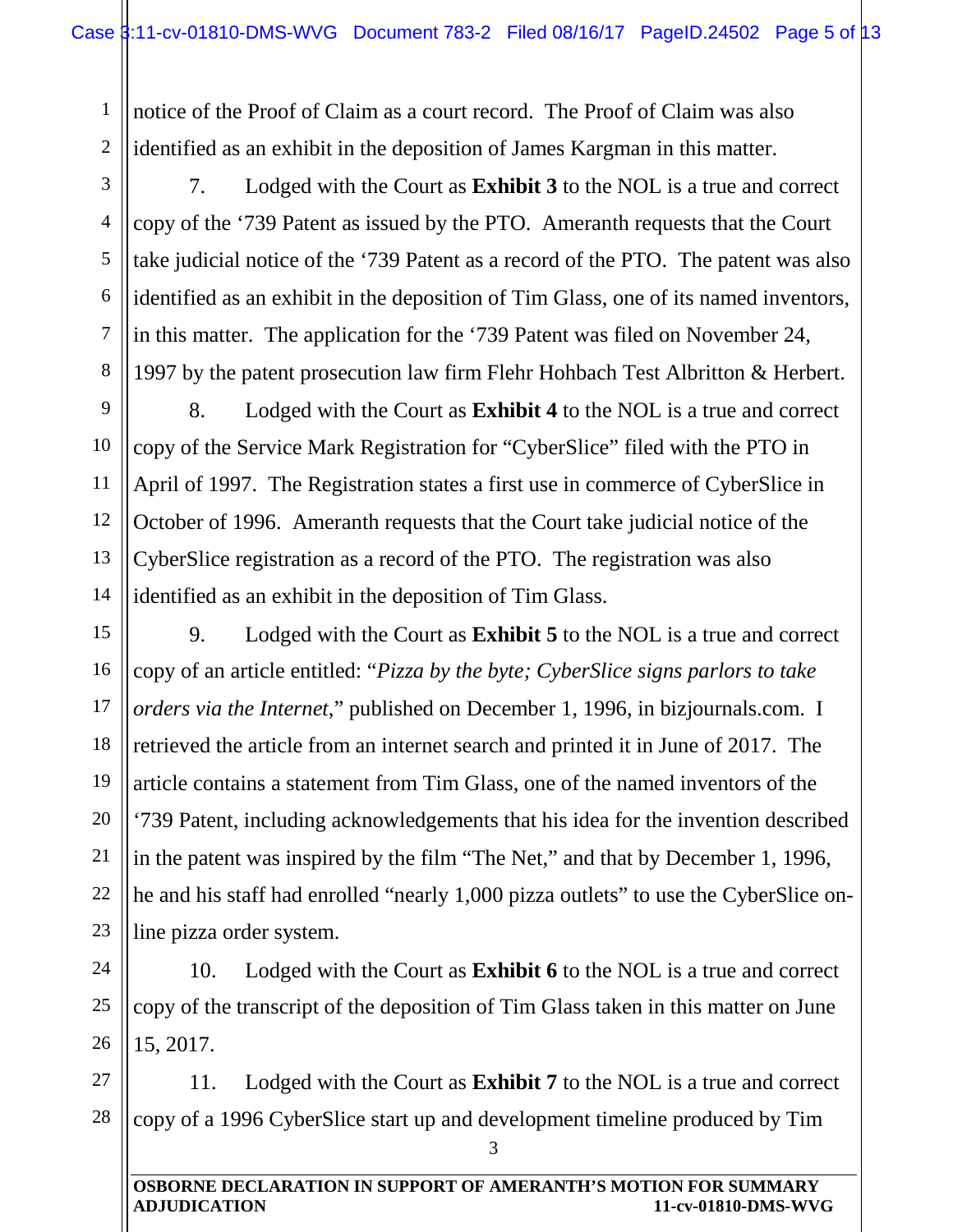notice of the Proof of Claim as a court record. The Proof of Claim was also identified as an exhibit in the deposition of James Kargman in this matter.

7. Lodged with the Court as **Exhibit 3** to the NOL is a true and correct copy of the '739 Patent as issued by the PTO. Ameranth requests that the Court take judicial notice of the '739 Patent as a record of the PTO. The patent was also identified as an exhibit in the deposition of Tim Glass, one of its named inventors, in this matter. The application for the '739 Patent was filed on November 24, 1997 by the patent prosecution law firm Flehr Hohbach Test Albritton & Herbert.

8. Lodged with the Court as **Exhibit 4** to the NOL is a true and correct copy of the Service Mark Registration for "CyberSlice" filed with the PTO in April of 1997. The Registration states a first use in commerce of CyberSlice in October of 1996. Ameranth requests that the Court take judicial notice of the CyberSlice registration as a record of the PTO. The registration was also identified as an exhibit in the deposition of Tim Glass.

9. Lodged with the Court as **Exhibit 5** to the NOL is a true and correct copy of an article entitled: "*Pizza by the byte; CyberSlice signs parlors to take orders via the Internet*," published on December 1, 1996, in bizjournals.com. I retrieved the article from an internet search and printed it in June of 2017. The article contains a statement from Tim Glass, one of the named inventors of the '739 Patent, including acknowledgements that his idea for the invention described in the patent was inspired by the film "The Net," and that by December 1, 1996, he and his staff had enrolled "nearly 1,000 pizza outlets" to use the CyberSlice on-line pizza order system.

10. Lodged with the Court as **Exhibit 6** to the NOL is a true and correct copy of the transcript of the deposition of Tim Glass taken in this matter on June 15, 2017.

11. Lodged with the Court as **Exhibit 7** to the NOL is a true and correct copy of a 1996 CyberSlice start up and development timeline produced by Tim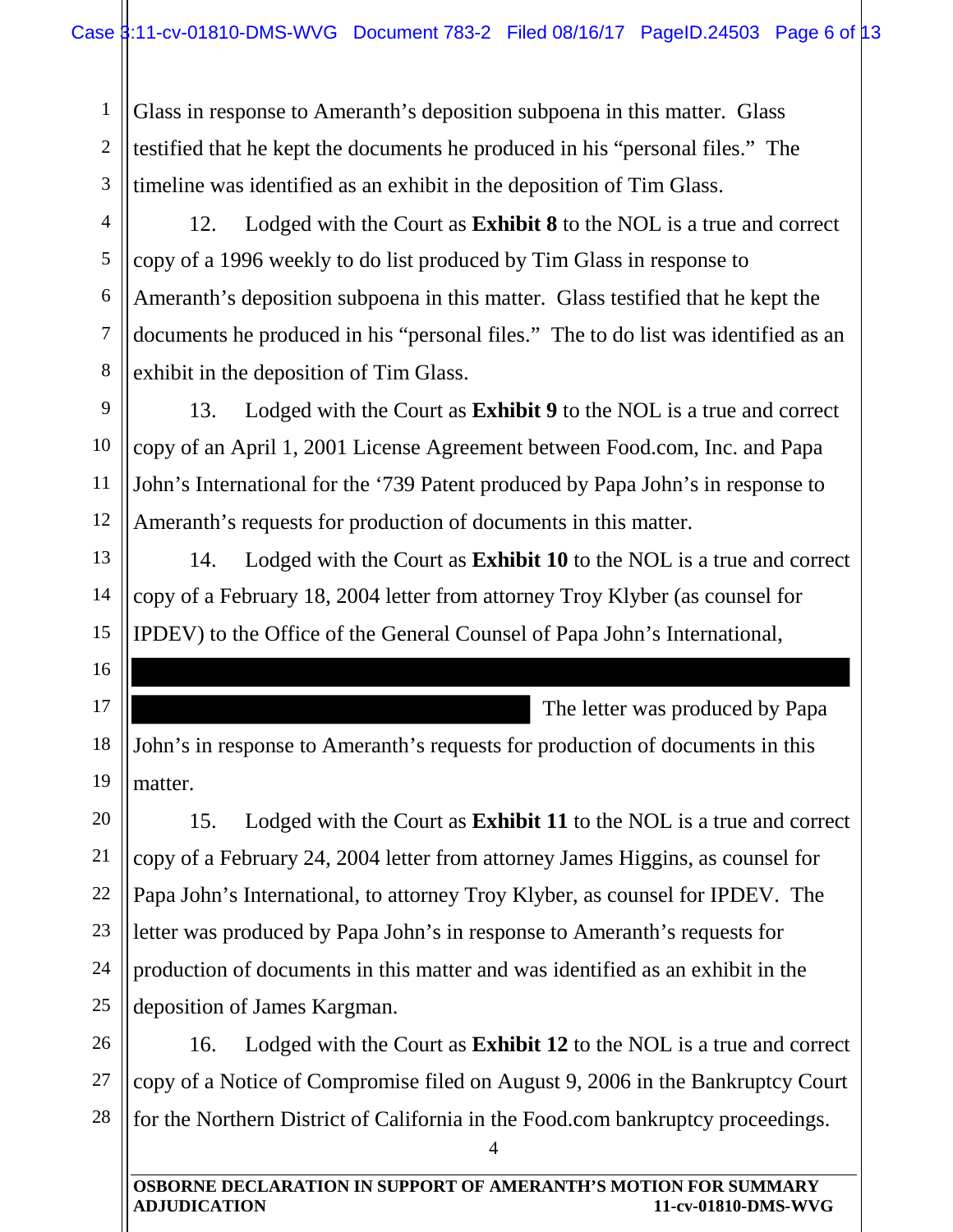Glass in response to Ameranth's deposition subpoena in this matter. Glass testified that he kept the documents he produced in his "personal files." The timeline was identified as an exhibit in the deposition of Tim Glass.

12. Lodged with the Court as **Exhibit 8** to the NOL is a true and correct copy of a 1996 weekly to do list produced by Tim Glass in response to Ameranth's deposition subpoena in this matter. Glass testified that he kept the documents he produced in his "personal files." The to do list was identified as an exhibit in the deposition of Tim Glass.

13. Lodged with the Court as **Exhibit 9** to the NOL is a true and correct copy of an April 1, 2001 License Agreement between Food.com, Inc. and Papa John's International for the '739 Patent produced by Papa John's in response to Ameranth's requests for production of documents in this matter.

14. Lodged with the Court as **Exhibit 10** to the NOL is a true and correct copy of a February 18, 2004 letter from attorney Troy Klyber (as counsel for IPDEV) to the Office of the General Counsel of Papa John's International,

[REDACTED]

[REDACTED] The letter was produced by Papa John's in response to Ameranth's requests for production of documents in this matter.

15. Lodged with the Court as **Exhibit 11** to the NOL is a true and correct copy of a February 24, 2004 letter from attorney James Higgins, as counsel for Papa John's International, to attorney Troy Klyber, as counsel for IPDEV. The letter was produced by Papa John's in response to Ameranth's requests for production of documents in this matter and was identified as an exhibit in the deposition of James Kargman.

16. Lodged with the Court as **Exhibit 12** to the NOL is a true and correct copy of a Notice of Compromise filed on August 9, 2006 in the Bankruptcy Court for the Northern District of California in the Food.com bankruptcy proceedings.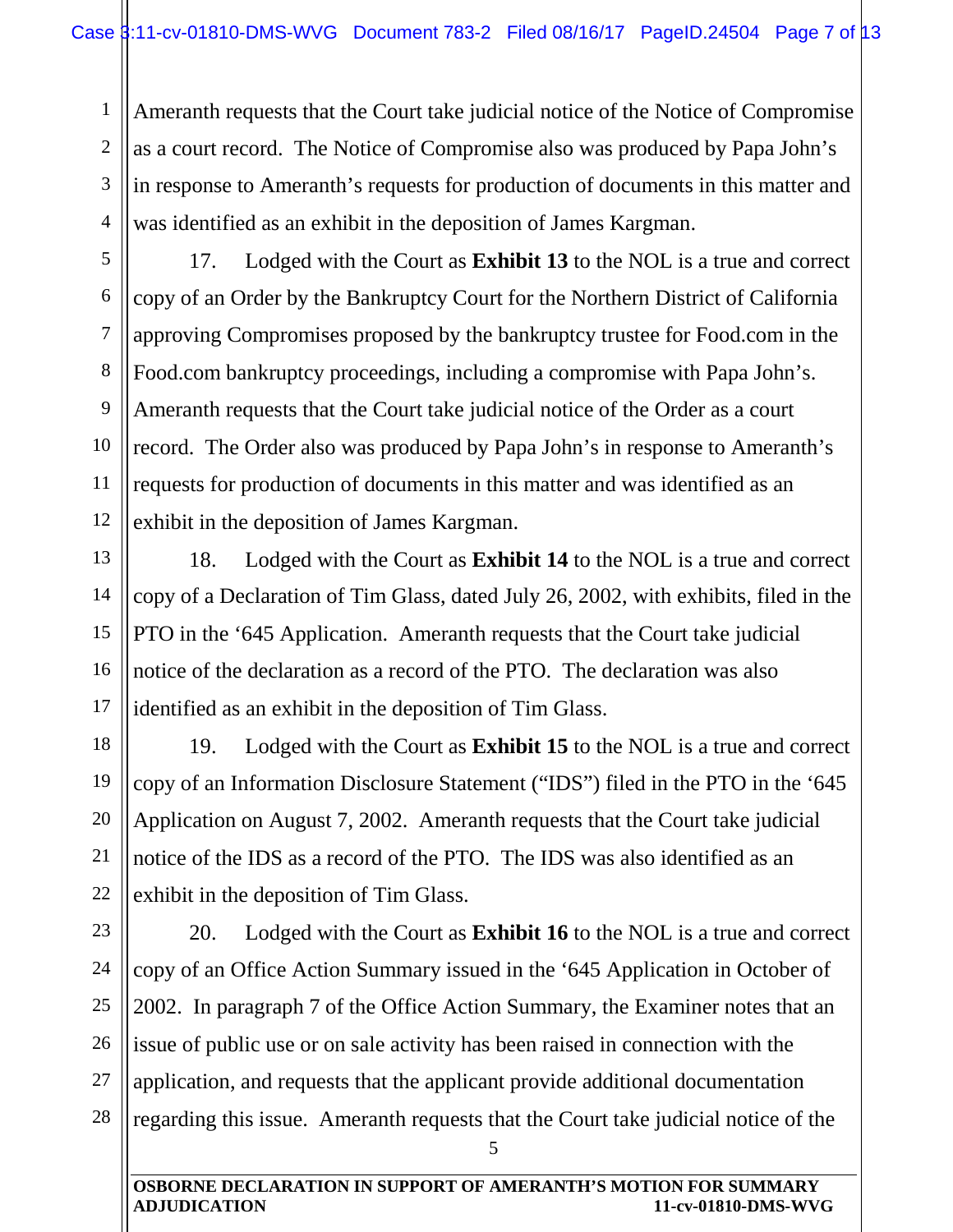Ameranth requests that the Court take judicial notice of the Notice of Compromise as a court record. The Notice of Compromise also was produced by Papa John's in response to Ameranth's requests for production of documents in this matter and was identified as an exhibit in the deposition of James Kargman.

17. Lodged with the Court as **Exhibit 13** to the NOL is a true and correct copy of an Order by the Bankruptcy Court for the Northern District of California approving Compromises proposed by the bankruptcy trustee for Food.com in the Food.com bankruptcy proceedings, including a compromise with Papa John's. Ameranth requests that the Court take judicial notice of the Order as a court record. The Order also was produced by Papa John's in response to Ameranth's requests for production of documents in this matter and was identified as an exhibit in the deposition of James Kargman.

18. Lodged with the Court as **Exhibit 14** to the NOL is a true and correct copy of a Declaration of Tim Glass, dated July 26, 2002, with exhibits, filed in the PTO in the '645 Application. Ameranth requests that the Court take judicial notice of the declaration as a record of the PTO. The declaration was also identified as an exhibit in the deposition of Tim Glass.

19. Lodged with the Court as **Exhibit 15** to the NOL is a true and correct copy of an Information Disclosure Statement ("IDS") filed in the PTO in the '645 Application on August 7, 2002. Ameranth requests that the Court take judicial notice of the IDS as a record of the PTO. The IDS was also identified as an exhibit in the deposition of Tim Glass.

20. Lodged with the Court as **Exhibit 16** to the NOL is a true and correct copy of an Office Action Summary issued in the '645 Application in October of 2002. In paragraph 7 of the Office Action Summary, the Examiner notes that an issue of public use or on sale activity has been raised in connection with the application, and requests that the applicant provide additional documentation regarding this issue. Ameranth requests that the Court take judicial notice of the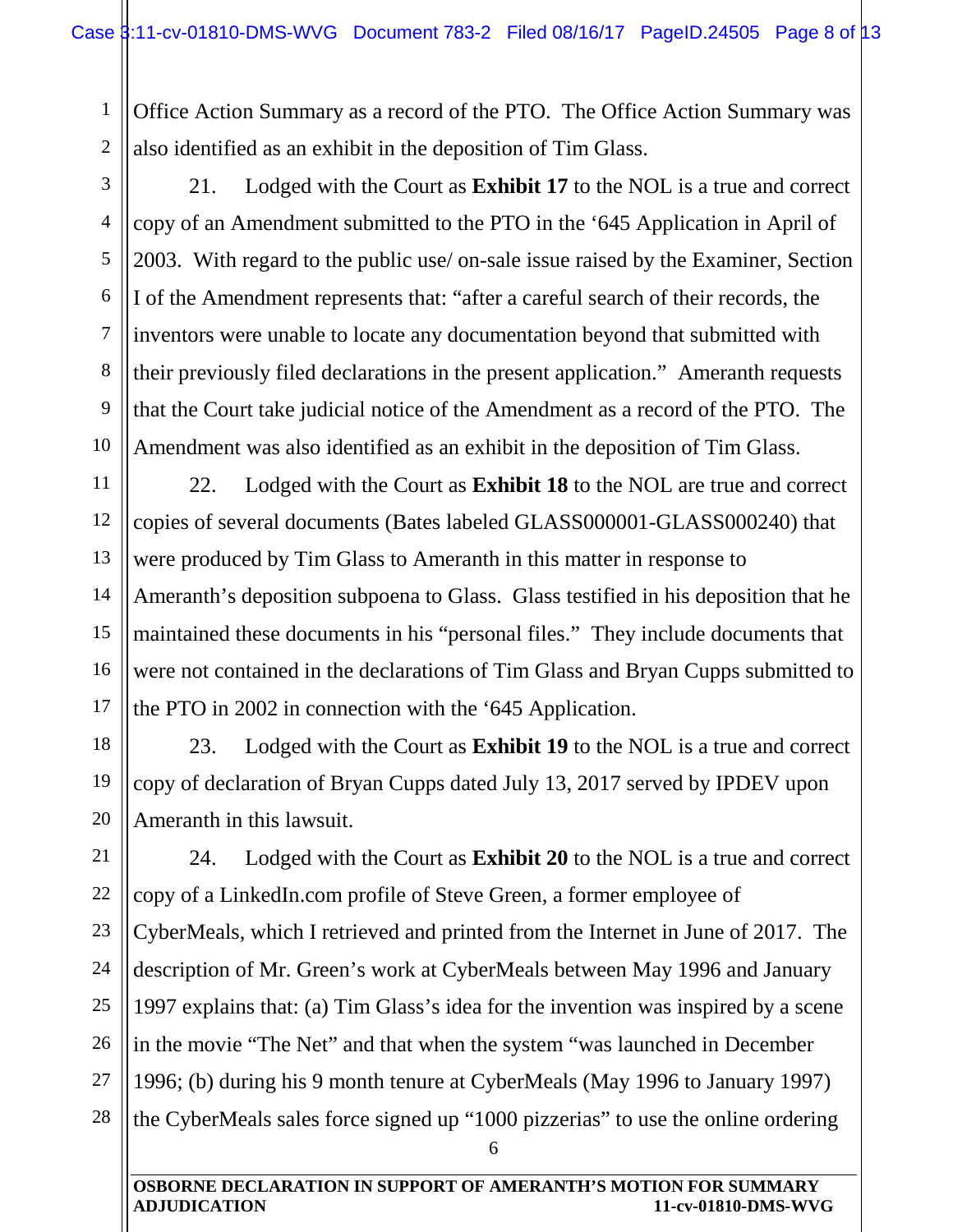Office Action Summary as a record of the PTO. The Office Action Summary was also identified as an exhibit in the deposition of Tim Glass.

21. Lodged with the Court as **Exhibit 17** to the NOL is a true and correct copy of an Amendment submitted to the PTO in the '645 Application in April of 2003. With regard to the public use/ on-sale issue raised by the Examiner, Section I of the Amendment represents that: "after a careful search of their records, the inventors were unable to locate any documentation beyond that submitted with their previously filed declarations in the present application." Ameranth requests that the Court take judicial notice of the Amendment as a record of the PTO. The Amendment was also identified as an exhibit in the deposition of Tim Glass.

22. Lodged with the Court as **Exhibit 18** to the NOL are true and correct copies of several documents (Bates labeled GLASS000001-GLASS000240) that were produced by Tim Glass to Ameranth in this matter in response to Ameranth's deposition subpoena to Glass. Glass testified in his deposition that he maintained these documents in his "personal files." They include documents that were not contained in the declarations of Tim Glass and Bryan Cupps submitted to the PTO in 2002 in connection with the '645 Application.

23. Lodged with the Court as **Exhibit 19** to the NOL is a true and correct copy of declaration of Bryan Cupps dated July 13, 2017 served by IPDEV upon Ameranth in this lawsuit.

24. Lodged with the Court as **Exhibit 20** to the NOL is a true and correct copy of a LinkedIn.com profile of Steve Green, a former employee of CyberMeals, which I retrieved and printed from the Internet in June of 2017. The description of Mr. Green's work at CyberMeals between May 1996 and January 1997 explains that: (a) Tim Glass's idea for the invention was inspired by a scene in the movie "The Net" and that when the system "was launched in December 1996; (b) during his 9 month tenure at CyberMeals (May 1996 to January 1997) the CyberMeals sales force signed up "1000 pizzerias" to use the online ordering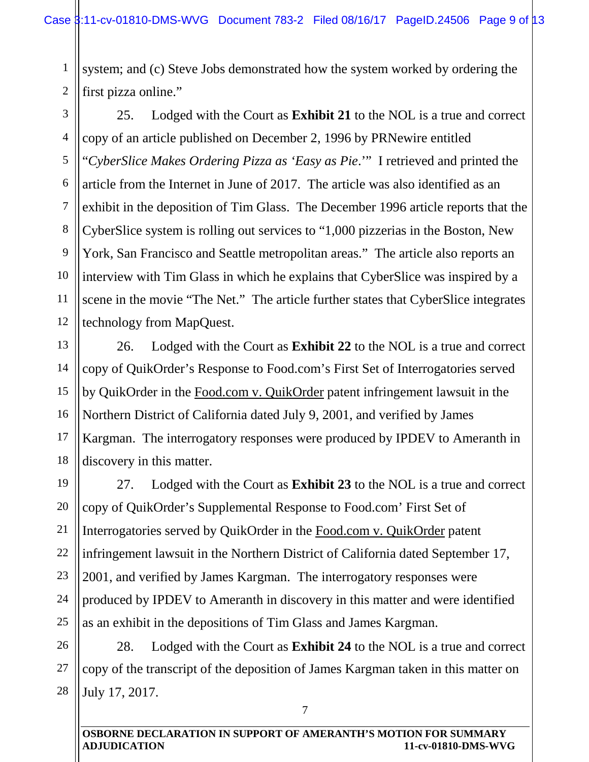system; and (c) Steve Jobs demonstrated how the system worked by ordering the first pizza online."

25. Lodged with the Court as **Exhibit 21** to the NOL is a true and correct copy of an article published on December 2, 1996 by PRNewire entitled "*CyberSlice Makes Ordering Pizza as 'Easy as Pie*.'" I retrieved and printed the article from the Internet in June of 2017. The article was also identified as an exhibit in the deposition of Tim Glass. The December 1996 article reports that the CyberSlice system is rolling out services to "1,000 pizzerias in the Boston, New York, San Francisco and Seattle metropolitan areas." The article also reports an interview with Tim Glass in which he explains that CyberSlice was inspired by a scene in the movie "The Net." The article further states that CyberSlice integrates technology from MapQuest.

26. Lodged with the Court as **Exhibit 22** to the NOL is a true and correct copy of QuikOrder's Response to Food.com's First Set of Interrogatories served by QuikOrder in the Food.com v. QuikOrder patent infringement lawsuit in the Northern District of California dated July 9, 2001, and verified by James Kargman. The interrogatory responses were produced by IPDEV to Ameranth in discovery in this matter.

27. Lodged with the Court as **Exhibit 23** to the NOL is a true and correct copy of QuikOrder's Supplemental Response to Food.com' First Set of Interrogatories served by QuikOrder in the Food.com v. QuikOrder patent infringement lawsuit in the Northern District of California dated September 17, 2001, and verified by James Kargman. The interrogatory responses were produced by IPDEV to Ameranth in discovery in this matter and were identified as an exhibit in the depositions of Tim Glass and James Kargman.

28. Lodged with the Court as **Exhibit 24** to the NOL is a true and correct copy of the transcript of the deposition of James Kargman taken in this matter on July 17, 2017.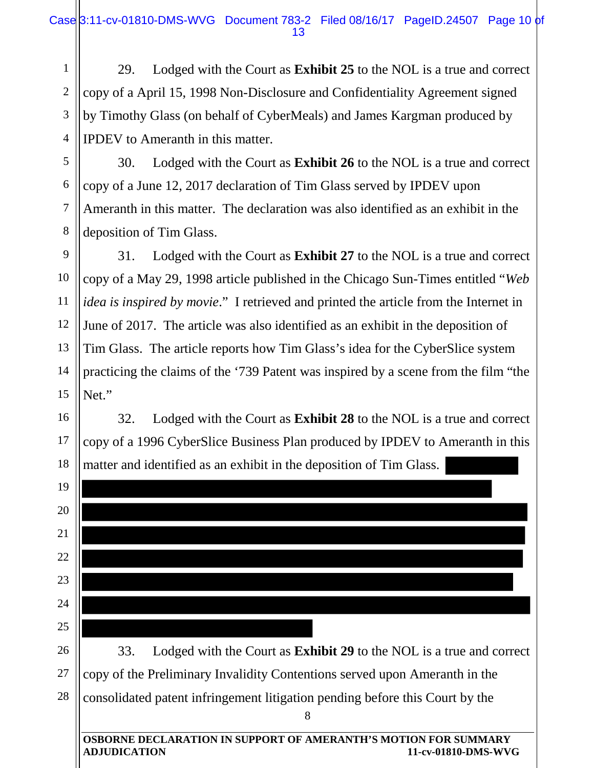29. Lodged with the Court as **Exhibit 25** to the NOL is a true and correct copy of a April 15, 1998 Non-Disclosure and Confidentiality Agreement signed by Timothy Glass (on behalf of CyberMeals) and James Kargman produced by IPDEV to Ameranth in this matter.

30. Lodged with the Court as **Exhibit 26** to the NOL is a true and correct copy of a June 12, 2017 declaration of Tim Glass served by IPDEV upon Ameranth in this matter. The declaration was also identified as an exhibit in the deposition of Tim Glass.

31. Lodged with the Court as **Exhibit 27** to the NOL is a true and correct copy of a May 29, 1998 article published in the Chicago Sun-Times entitled "*Web idea is inspired by movie*." I retrieved and printed the article from the Internet in June of 2017. The article was also identified as an exhibit in the deposition of Tim Glass. The article reports how Tim Glass's idea for the CyberSlice system practicing the claims of the '739 Patent was inspired by a scene from the film "the Net."

32. Lodged with the Court as **Exhibit 28** to the NOL is a true and correct copy of a 1996 CyberSlice Business Plan produced by IPDEV to Ameranth in this matter and identified as an exhibit in the deposition of Tim Glass.

33. Lodged with the Court as **Exhibit 29** to the NOL is a true and correct copy of the Preliminary Invalidity Contentions served upon Ameranth in the consolidated patent infringement litigation pending before this Court by the

**OSBORNE DECLARATION IN SUPPORT OF AMERANTH'S MOTION FOR SUMMARY ADJUDICATION** **11-cv-01810-DMS-WVG**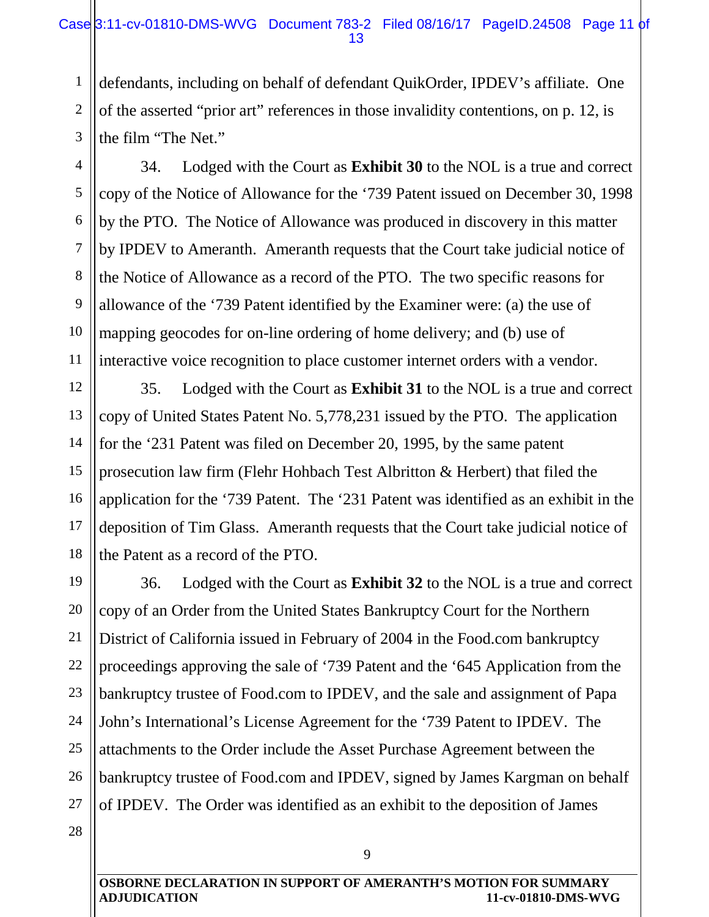defendants, including on behalf of defendant QuikOrder, IPDEV's affiliate. One of the asserted "prior art" references in those invalidity contentions, on p. 12, is the film "The Net."

34. Lodged with the Court as **Exhibit 30** to the NOL is a true and correct copy of the Notice of Allowance for the '739 Patent issued on December 30, 1998 by the PTO. The Notice of Allowance was produced in discovery in this matter by IPDEV to Ameranth. Ameranth requests that the Court take judicial notice of the Notice of Allowance as a record of the PTO. The two specific reasons for allowance of the '739 Patent identified by the Examiner were: (a) the use of mapping geocodes for on-line ordering of home delivery; and (b) use of interactive voice recognition to place customer internet orders with a vendor.

35. Lodged with the Court as **Exhibit 31** to the NOL is a true and correct copy of United States Patent No. 5,778,231 issued by the PTO. The application for the '231 Patent was filed on December 20, 1995, by the same patent prosecution law firm (Flehr Hohbach Test Albritton & Herbert) that filed the application for the '739 Patent. The '231 Patent was identified as an exhibit in the deposition of Tim Glass. Ameranth requests that the Court take judicial notice of the Patent as a record of the PTO.

36. Lodged with the Court as **Exhibit 32** to the NOL is a true and correct copy of an Order from the United States Bankruptcy Court for the Northern District of California issued in February of 2004 in the Food.com bankruptcy proceedings approving the sale of '739 Patent and the '645 Application from the bankruptcy trustee of Food.com to IPDEV, and the sale and assignment of Papa John's International's License Agreement for the '739 Patent to IPDEV. The attachments to the Order include the Asset Purchase Agreement between the bankruptcy trustee of Food.com and IPDEV, signed by James Kargman on behalf of IPDEV. The Order was identified as an exhibit to the deposition of James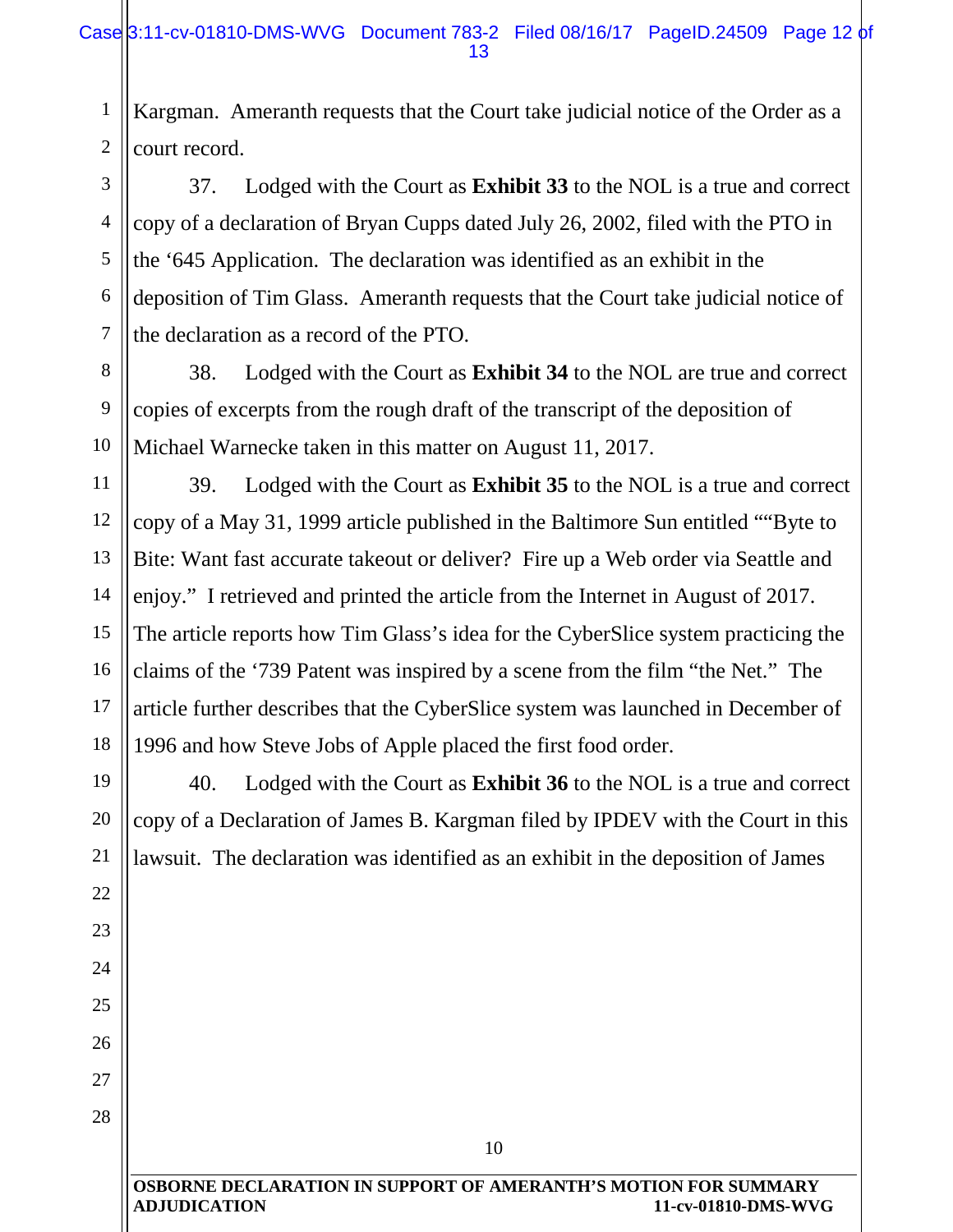Kargman. Ameranth requests that the Court take judicial notice of the Order as a court record.

37. Lodged with the Court as **Exhibit 33** to the NOL is a true and correct copy of a declaration of Bryan Cupps dated July 26, 2002, filed with the PTO in the '645 Application. The declaration was identified as an exhibit in the deposition of Tim Glass. Ameranth requests that the Court take judicial notice of the declaration as a record of the PTO.

38. Lodged with the Court as **Exhibit 34** to the NOL are true and correct copies of excerpts from the rough draft of the transcript of the deposition of Michael Warnecke taken in this matter on August 11, 2017.

39. Lodged with the Court as **Exhibit 35** to the NOL is a true and correct copy of a May 31, 1999 article published in the Baltimore Sun entitled ""Byte to Bite: Want fast accurate takeout or deliver? Fire up a Web order via Seattle and enjoy." I retrieved and printed the article from the Internet in August of 2017. The article reports how Tim Glass's idea for the CyberSlice system practicing the claims of the '739 Patent was inspired by a scene from the film "the Net." The article further describes that the CyberSlice system was launched in December of 1996 and how Steve Jobs of Apple placed the first food order.

40. Lodged with the Court as **Exhibit 36** to the NOL is a true and correct copy of a Declaration of James B. Kargman filed by IPDEV with the Court in this lawsuit. The declaration was identified as an exhibit in the deposition of James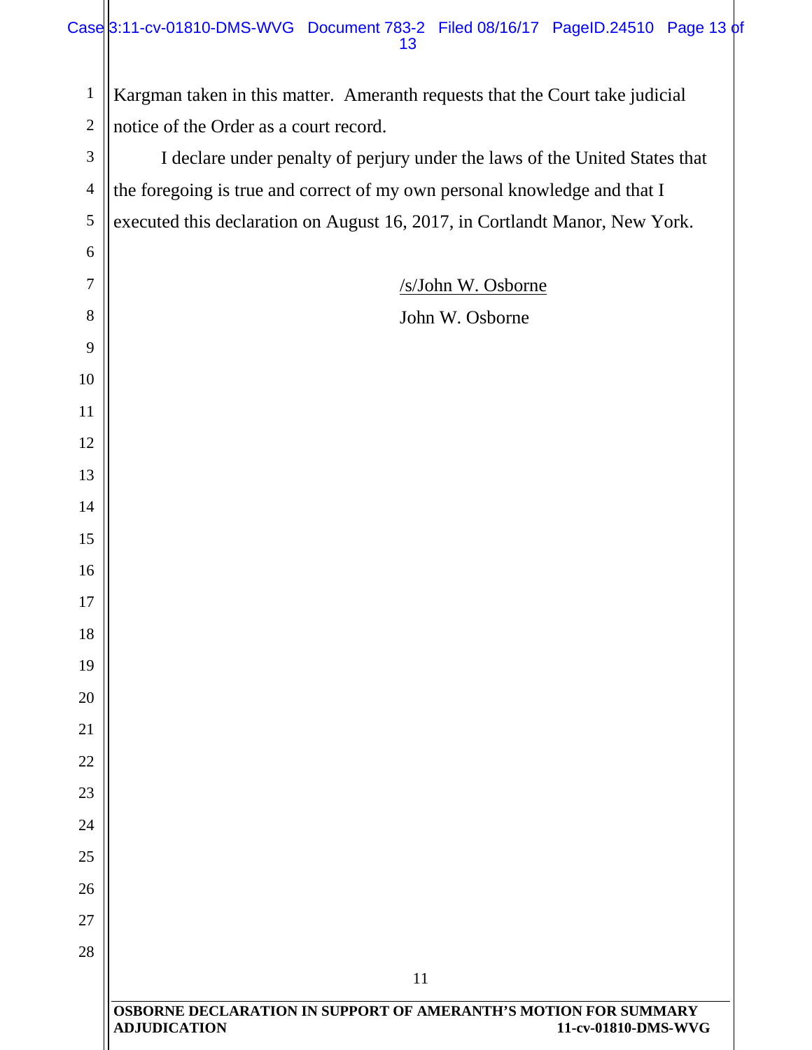Kargman taken in this matter. Ameranth requests that the Court take judicial notice of the Order as a court record.

I declare under penalty of perjury under the laws of the United States that the foregoing is true and correct of my own personal knowledge and that I executed this declaration on August 16, 2017, in Cortlandt Manor, New York.

/s/John W. Osborne

John W. Osborne